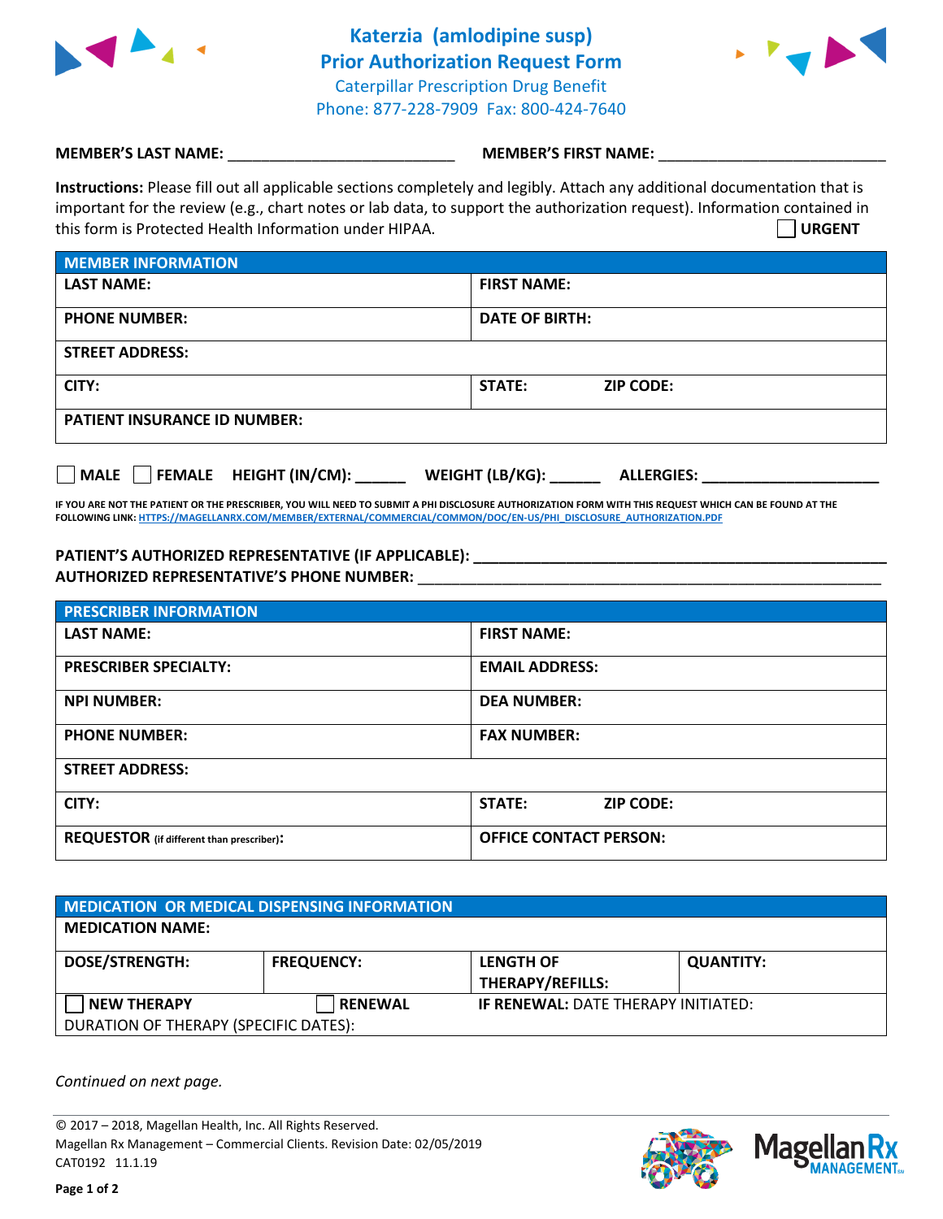# Katerzia (amlodipine susp)
# Prior Authorization Request Form

Caterpillar Prescription Drug Benefit
Phone: 877-228-7909 Fax: 800-424-7640

**MEMBER'S LAST NAME:** ___________________________ **MEMBER'S FIRST NAME:** ___________________________

**Instructions:** Please fill out all applicable sections completely and legibly. Attach any additional documentation that is important for the review (e.g., chart notes or lab data, to support the authorization request). Information contained in this form is Protected Health Information under HIPAA.

☐ **URGENT**

| **MEMBER INFORMATION** | |
|---|---|
| **LAST NAME:** | **FIRST NAME:** |
| **PHONE NUMBER:** | **DATE OF BIRTH:** |
| **STREET ADDRESS:** | |
| **CITY:** | **STATE:** **ZIP CODE:** |
| **PATIENT INSURANCE ID NUMBER:** | |

☐ **MALE** ☐ **FEMALE** **HEIGHT (IN/CM):** ______ **WEIGHT (LB/KG):** ______ **ALLERGIES:** ____________________

**IF YOU ARE NOT THE PATIENT OR THE PRESCRIBER, YOU WILL NEED TO SUBMIT A PHI DISCLOSURE AUTHORIZATION FORM WITH THIS REQUEST WHICH CAN BE FOUND AT THE FOLLOWING LINK: HTTPS://MAGELLANRX.COM/MEMBER/EXTERNAL/COMMERCIAL/COMMON/DOC/EN-US/PHI_DISCLOSURE_AUTHORIZATION.PDF**

**PATIENT'S AUTHORIZED REPRESENTATIVE (IF APPLICABLE):** ___________________________________________
**AUTHORIZED REPRESENTATIVE'S PHONE NUMBER:** ___________________________________________

| **PRESCRIBER INFORMATION** | |
|---|---|
| **LAST NAME:** | **FIRST NAME:** |
| **PRESCRIBER SPECIALTY:** | **EMAIL ADDRESS:** |
| **NPI NUMBER:** | **DEA NUMBER:** |
| **PHONE NUMBER:** | **FAX NUMBER:** |
| **STREET ADDRESS:** | |
| **CITY:** | **STATE:** **ZIP CODE:** |
| **REQUESTOR** (if different than prescriber)**:** | **OFFICE CONTACT PERSON:** |

| **MEDICATION OR MEDICAL DISPENSING INFORMATION** | | | |
|---|---|---|---|
| **MEDICATION NAME:** | | | |
| **DOSE/STRENGTH:** | **FREQUENCY:** | **LENGTH OF THERAPY/REFILLS:** | **QUANTITY:** |
| ☐ **NEW THERAPY** | ☐ **RENEWAL** | **IF RENEWAL:** DATE THERAPY INITIATED: | |
| DURATION OF THERAPY (SPECIFIC DATES): | | | |

*Continued on next page.*

© 2017 – 2018, Magellan Health, Inc. All Rights Reserved.
Magellan Rx Management – Commercial Clients. Revision Date: 02/05/2019
CAT0192 11.1.19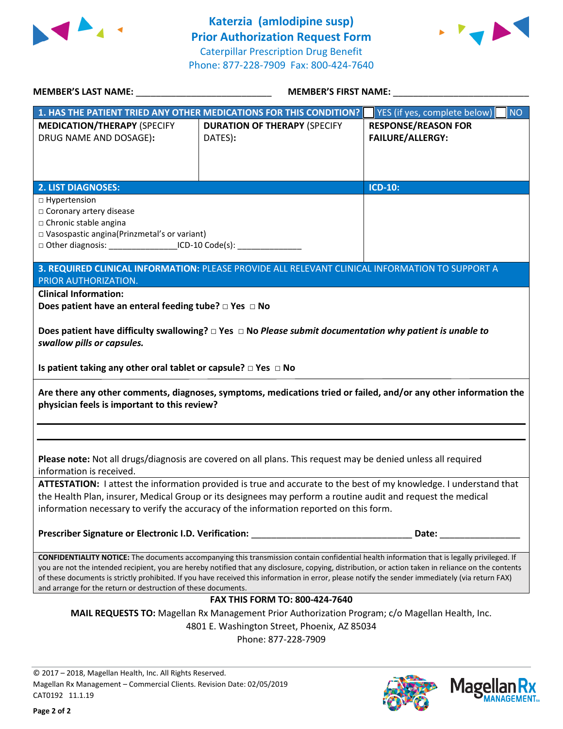# Katerzia (amlodipine susp)
## Prior Authorization Request Form

Caterpillar Prescription Drug Benefit
Phone: 877-228-7909 Fax: 800-424-7640

**MEMBER'S LAST NAME:** ___________________________ **MEMBER'S FIRST NAME:** ___________________________

| **1. HAS THE PATIENT TRIED ANY OTHER MEDICATIONS FOR THIS CONDITION?** | | ☐ YES (if yes, complete below) ☐ NO |
|---|---|---|
| **MEDICATION/THERAPY** (SPECIFY DRUG NAME AND DOSAGE): | **DURATION OF THERAPY** (SPECIFY DATES): | **RESPONSE/REASON FOR FAILURE/ALLERGY:** |
| | | |

| **2. LIST DIAGNOSES:** | **ICD-10:** |
|---|---|
| □ Hypertension<br>□ Coronary artery disease<br>□ Chronic stable angina<br>□ Vasospastic angina(Prinzmetal's or variant)<br>□ Other diagnosis: _______________ICD-10 Code(s): ______________ | |

**3. REQUIRED CLINICAL INFORMATION:** PLEASE PROVIDE ALL RELEVANT CLINICAL INFORMATION TO SUPPORT A PRIOR AUTHORIZATION.

**Clinical Information:**

**Does patient have an enteral feeding tube?** □ **Yes** □ **No**

**Does patient have difficulty swallowing?** □ **Yes** □ **No** ***Please submit documentation why patient is unable to swallow pills or capsules.***

**Is patient taking any other oral tablet or capsule?** □ **Yes** □ **No**

**Are there any other comments, diagnoses, symptoms, medications tried or failed, and/or any other information the physician feels is important to this review?**

_______________________________________________________________

_______________________________________________________________

**Please note:** Not all drugs/diagnosis are covered on all plans. This request may be denied unless all required information is received.

**ATTESTATION:** I attest the information provided is true and accurate to the best of my knowledge. I understand that the Health Plan, insurer, Medical Group or its designees may perform a routine audit and request the medical information necessary to verify the accuracy of the information reported on this form.

**Prescriber Signature or Electronic I.D. Verification:** ________________________________ **Date:** ________________

**CONFIDENTIALITY NOTICE:** The documents accompanying this transmission contain confidential health information that is legally privileged. If you are not the intended recipient, you are hereby notified that any disclosure, copying, distribution, or action taken in reliance on the contents of these documents is strictly prohibited. If you have received this information in error, please notify the sender immediately (via return FAX) and arrange for the return or destruction of these documents.

**FAX THIS FORM TO: 800-424-7640**

**MAIL REQUESTS TO:** Magellan Rx Management Prior Authorization Program; c/o Magellan Health, Inc.
4801 E. Washington Street, Phoenix, AZ 85034
Phone: 877-228-7909

© 2017 – 2018, Magellan Health, Inc. All Rights Reserved.
Magellan Rx Management – Commercial Clients. Revision Date: 02/05/2019
CAT0192 11.1.19